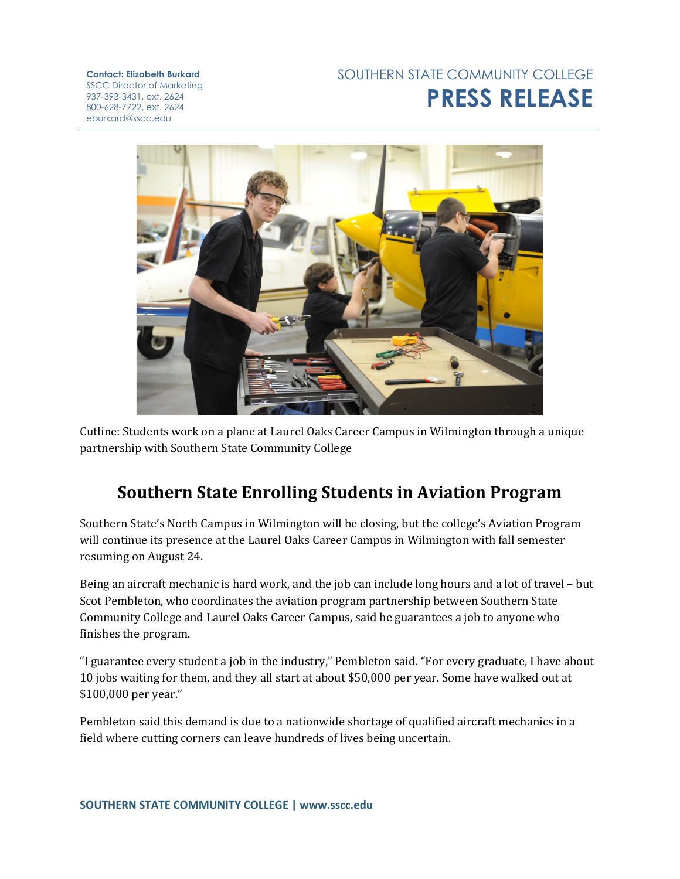**Contact: Elizabeth Burkard**
SSCC Director of Marketing
937-393-3431, ext. 2624
800-628-7722, ext. 2624
eburkard@sscc.edu

SOUTHERN STATE COMMUNITY COLLEGE
**PRESS RELEASE**

Cutline: Students work on a plane at Laurel Oaks Career Campus in Wilmington through a unique partnership with Southern State Community College

# Southern State Enrolling Students in Aviation Program

Southern State's North Campus in Wilmington will be closing, but the college's Aviation Program will continue its presence at the Laurel Oaks Career Campus in Wilmington with fall semester resuming on August 24.

Being an aircraft mechanic is hard work, and the job can include long hours and a lot of travel – but Scot Pembleton, who coordinates the aviation program partnership between Southern State Community College and Laurel Oaks Career Campus, said he guarantees a job to anyone who finishes the program.

"I guarantee every student a job in the industry," Pembleton said. "For every graduate, I have about 10 jobs waiting for them, and they all start at about $50,000 per year. Some have walked out at $100,000 per year."

Pembleton said this demand is due to a nationwide shortage of qualified aircraft mechanics in a field where cutting corners can leave hundreds of lives being uncertain.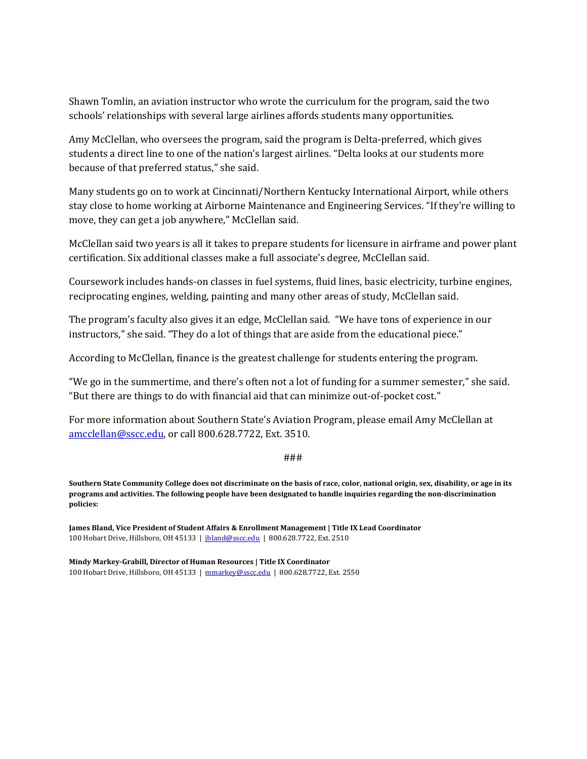Shawn Tomlin, an aviation instructor who wrote the curriculum for the program, said the two schools' relationships with several large airlines affords students many opportunities.

Amy McClellan, who oversees the program, said the program is Delta-preferred, which gives students a direct line to one of the nation's largest airlines. "Delta looks at our students more because of that preferred status," she said.

Many students go on to work at Cincinnati/Northern Kentucky International Airport, while others stay close to home working at Airborne Maintenance and Engineering Services. "If they're willing to move, they can get a job anywhere," McClellan said.

McClellan said two years is all it takes to prepare students for licensure in airframe and power plant certification. Six additional classes make a full associate's degree, McClellan said.

Coursework includes hands-on classes in fuel systems, fluid lines, basic electricity, turbine engines, reciprocating engines, welding, painting and many other areas of study, McClellan said.

The program's faculty also gives it an edge, McClellan said. "We have tons of experience in our instructors," she said. "They do a lot of things that are aside from the educational piece."

According to McClellan, finance is the greatest challenge for students entering the program.

"We go in the summertime, and there's often not a lot of funding for a summer semester," she said. "But there are things to do with financial aid that can minimize out-of-pocket cost."

For more information about Southern State's Aviation Program, please email Amy McClellan at amcclellan@sscc.edu, or call 800.628.7722, Ext. 3510.

###

**Southern State Community College does not discriminate on the basis of race, color, national origin, sex, disability, or age in its programs and activities. The following people have been designated to handle inquiries regarding the non-discrimination policies:**

**James Bland, Vice President of Student Affairs & Enrollment Management | Title IX Lead Coordinator**
100 Hobart Drive, Hillsboro, OH 45133 | jbland@sscc.edu | 800.628.7722, Ext. 2510

**Mindy Markey-Grabill, Director of Human Resources | Title IX Coordinator**
100 Hobart Drive, Hillsboro, OH 45133 | mmarkey@sscc.edu | 800.628.7722, Ext. 2550